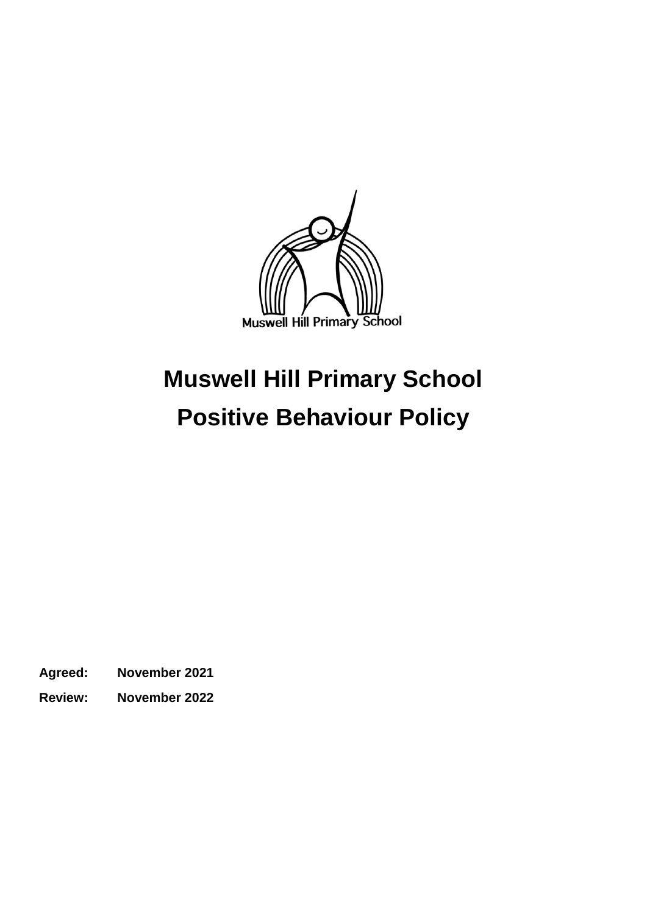# Muswell Hill Primary School

# Positive Behaviour Policy

**Agreed:** **November 2021**

**Review:** **November 2022**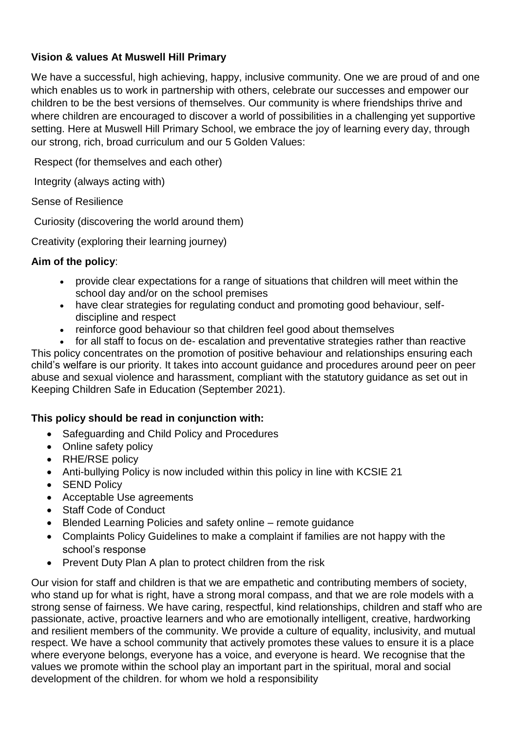**Vision & values At Muswell Hill Primary**

We have a successful, high achieving, happy, inclusive community. One we are proud of and one which enables us to work in partnership with others, celebrate our successes and empower our children to be the best versions of themselves. Our community is where friendships thrive and where children are encouraged to discover a world of possibilities in a challenging yet supportive setting. Here at Muswell Hill Primary School, we embrace the joy of learning every day, through our strong, rich, broad curriculum and our 5 Golden Values:

Respect (for themselves and each other)

Integrity (always acting with)

Sense of Resilience

Curiosity (discovering the world around them)

Creativity (exploring their learning journey)

**Aim of the policy**:

- provide clear expectations for a range of situations that children will meet within the school day and/or on the school premises
- have clear strategies for regulating conduct and promoting good behaviour, self-discipline and respect
- reinforce good behaviour so that children feel good about themselves
- for all staff to focus on de- escalation and preventative strategies rather than reactive

This policy concentrates on the promotion of positive behaviour and relationships ensuring each child's welfare is our priority. It takes into account guidance and procedures around peer on peer abuse and sexual violence and harassment, compliant with the statutory guidance as set out in Keeping Children Safe in Education (September 2021).

**This policy should be read in conjunction with:**

- Safeguarding and Child Policy and Procedures
- Online safety policy
- RHE/RSE policy
- Anti-bullying Policy is now included within this policy in line with KCSIE 21
- SEND Policy
- Acceptable Use agreements
- Staff Code of Conduct
- Blended Learning Policies and safety online – remote guidance
- Complaints Policy Guidelines to make a complaint if families are not happy with the school's response
- Prevent Duty Plan A plan to protect children from the risk

Our vision for staff and children is that we are empathetic and contributing members of society, who stand up for what is right, have a strong moral compass, and that we are role models with a strong sense of fairness. We have caring, respectful, kind relationships, children and staff who are passionate, active, proactive learners and who are emotionally intelligent, creative, hardworking and resilient members of the community. We provide a culture of equality, inclusivity, and mutual respect. We have a school community that actively promotes these values to ensure it is a place where everyone belongs, everyone has a voice, and everyone is heard. We recognise that the values we promote within the school play an important part in the spiritual, moral and social development of the children. for whom we hold a responsibility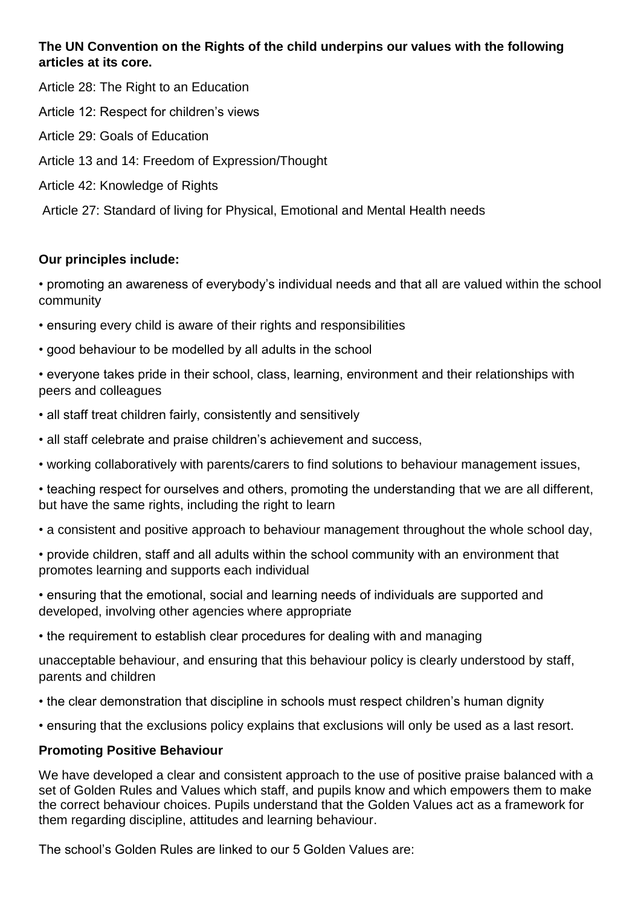**The UN Convention on the Rights of the child underpins our values with the following articles at its core.**

Article 28: The Right to an Education

Article 12: Respect for children's views

Article 29: Goals of Education

Article 13 and 14: Freedom of Expression/Thought

Article 42: Knowledge of Rights

Article 27: Standard of living for Physical, Emotional and Mental Health needs

**Our principles include:**

- promoting an awareness of everybody's individual needs and that all are valued within the school community
- ensuring every child is aware of their rights and responsibilities
- good behaviour to be modelled by all adults in the school
- everyone takes pride in their school, class, learning, environment and their relationships with peers and colleagues
- all staff treat children fairly, consistently and sensitively
- all staff celebrate and praise children's achievement and success,
- working collaboratively with parents/carers to find solutions to behaviour management issues,
- teaching respect for ourselves and others, promoting the understanding that we are all different, but have the same rights, including the right to learn
- a consistent and positive approach to behaviour management throughout the whole school day,
- provide children, staff and all adults within the school community with an environment that promotes learning and supports each individual
- ensuring that the emotional, social and learning needs of individuals are supported and developed, involving other agencies where appropriate
- the requirement to establish clear procedures for dealing with and managing

unacceptable behaviour, and ensuring that this behaviour policy is clearly understood by staff, parents and children

- the clear demonstration that discipline in schools must respect children's human dignity
- ensuring that the exclusions policy explains that exclusions will only be used as a last resort.

**Promoting Positive Behaviour**

We have developed a clear and consistent approach to the use of positive praise balanced with a set of Golden Rules and Values which staff, and pupils know and which empowers them to make the correct behaviour choices. Pupils understand that the Golden Values act as a framework for them regarding discipline, attitudes and learning behaviour.

The school's Golden Rules are linked to our 5 Golden Values are: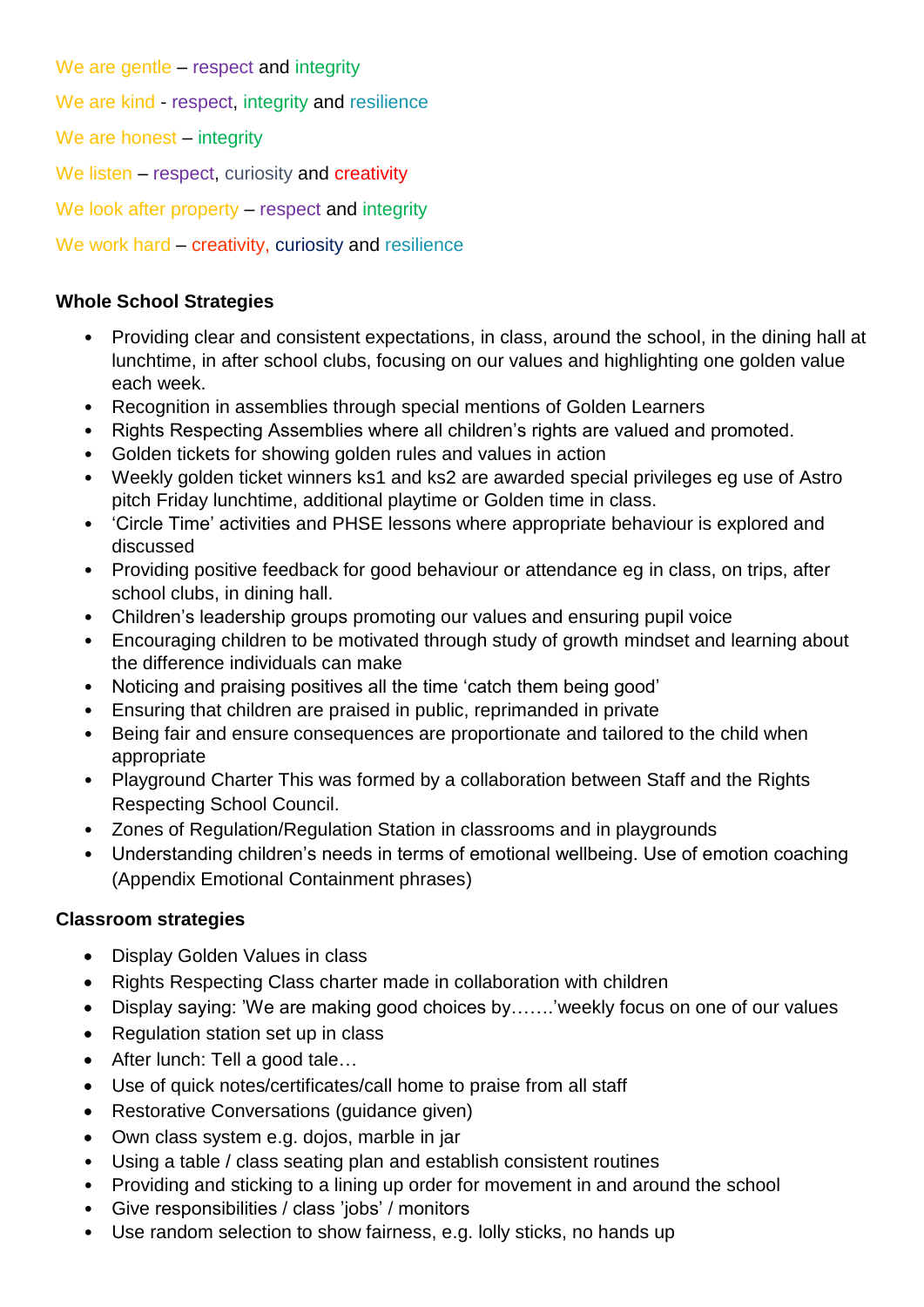We are gentle – respect and integrity

We are kind - respect, integrity and resilience

We are honest – integrity

We listen – respect, curiosity and creativity

We look after property – respect and integrity

We work hard – creativity, curiosity and resilience

**Whole School Strategies**

- Providing clear and consistent expectations, in class, around the school, in the dining hall at lunchtime, in after school clubs, focusing on our values and highlighting one golden value each week.
- Recognition in assemblies through special mentions of Golden Learners
- Rights Respecting Assemblies where all children's rights are valued and promoted.
- Golden tickets for showing golden rules and values in action
- Weekly golden ticket winners ks1 and ks2 are awarded special privileges eg use of Astro pitch Friday lunchtime, additional playtime or Golden time in class.
- 'Circle Time' activities and PHSE lessons where appropriate behaviour is explored and discussed
- Providing positive feedback for good behaviour or attendance eg in class, on trips, after school clubs, in dining hall.
- Children's leadership groups promoting our values and ensuring pupil voice
- Encouraging children to be motivated through study of growth mindset and learning about the difference individuals can make
- Noticing and praising positives all the time 'catch them being good'
- Ensuring that children are praised in public, reprimanded in private
- Being fair and ensure consequences are proportionate and tailored to the child when appropriate
- Playground Charter This was formed by a collaboration between Staff and the Rights Respecting School Council.
- Zones of Regulation/Regulation Station in classrooms and in playgrounds
- Understanding children's needs in terms of emotional wellbeing. Use of emotion coaching (Appendix Emotional Containment phrases)

**Classroom strategies**

- Display Golden Values in class
- Rights Respecting Class charter made in collaboration with children
- Display saying: 'We are making good choices by…….'weekly focus on one of our values
- Regulation station set up in class
- After lunch: Tell a good tale…
- Use of quick notes/certificates/call home to praise from all staff
- Restorative Conversations (guidance given)
- Own class system e.g. dojos, marble in jar
- Using a table / class seating plan and establish consistent routines
- Providing and sticking to a lining up order for movement in and around the school
- Give responsibilities / class 'jobs' / monitors
- Use random selection to show fairness, e.g. lolly sticks, no hands up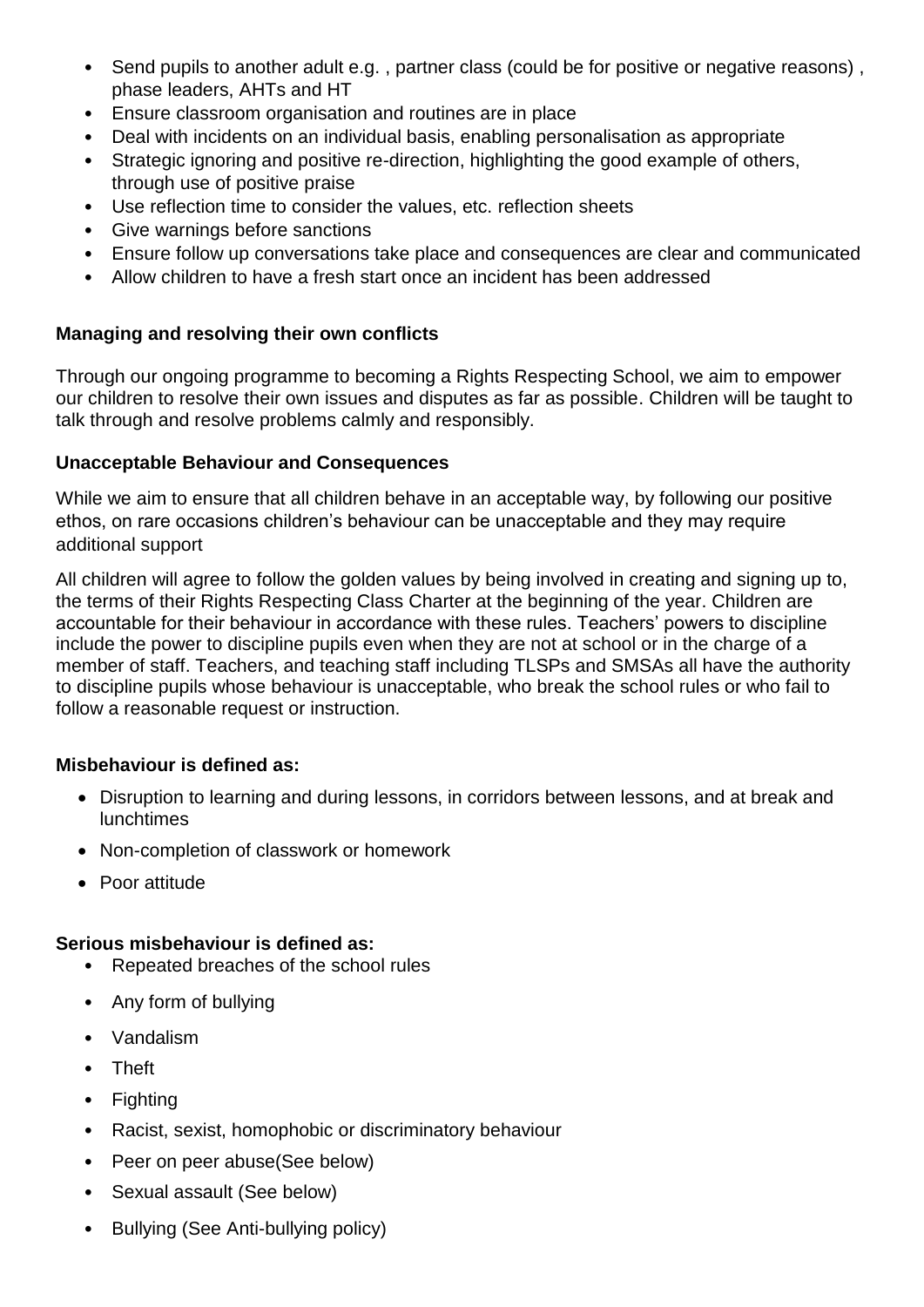- Send pupils to another adult e.g. , partner class (could be for positive or negative reasons) , phase leaders, AHTs and HT
- Ensure classroom organisation and routines are in place
- Deal with incidents on an individual basis, enabling personalisation as appropriate
- Strategic ignoring and positive re-direction, highlighting the good example of others, through use of positive praise
- Use reflection time to consider the values, etc. reflection sheets
- Give warnings before sanctions
- Ensure follow up conversations take place and consequences are clear and communicated
- Allow children to have a fresh start once an incident has been addressed

**Managing and resolving their own conflicts**

Through our ongoing programme to becoming a Rights Respecting School, we aim to empower our children to resolve their own issues and disputes as far as possible. Children will be taught to talk through and resolve problems calmly and responsibly.

**Unacceptable Behaviour and Consequences**

While we aim to ensure that all children behave in an acceptable way, by following our positive ethos, on rare occasions children's behaviour can be unacceptable and they may require additional support

All children will agree to follow the golden values by being involved in creating and signing up to, the terms of their Rights Respecting Class Charter at the beginning of the year. Children are accountable for their behaviour in accordance with these rules. Teachers' powers to discipline include the power to discipline pupils even when they are not at school or in the charge of a member of staff. Teachers, and teaching staff including TLSPs and SMSAs all have the authority to discipline pupils whose behaviour is unacceptable, who break the school rules or who fail to follow a reasonable request or instruction.

**Misbehaviour is defined as:**

- Disruption to learning and during lessons, in corridors between lessons, and at break and lunchtimes
- Non-completion of classwork or homework
- Poor attitude

**Serious misbehaviour is defined as:**

- Repeated breaches of the school rules
- Any form of bullying
- Vandalism
- Theft
- Fighting
- Racist, sexist, homophobic or discriminatory behaviour
- Peer on peer abuse(See below)
- Sexual assault (See below)
- Bullying (See Anti-bullying policy)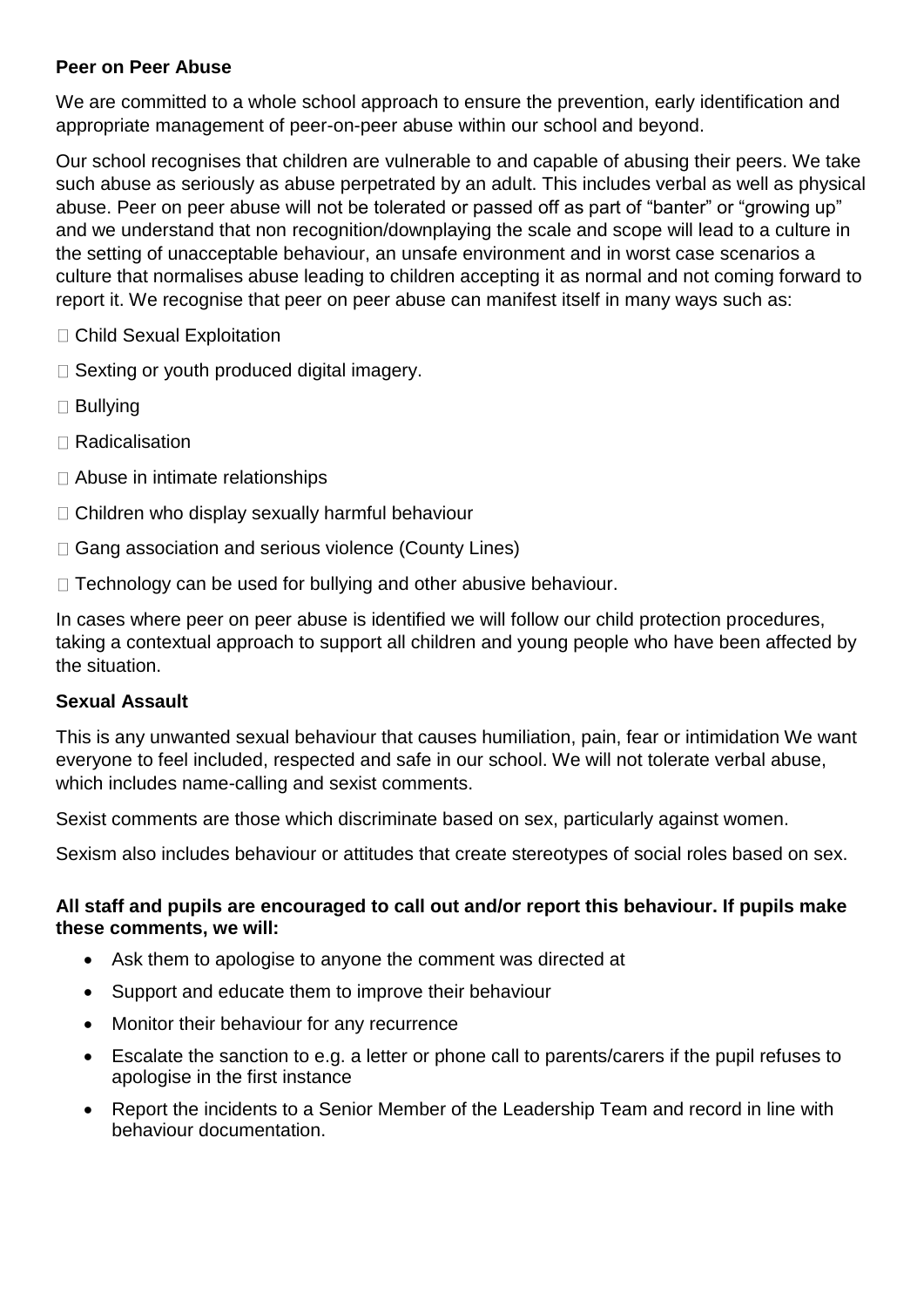**Peer on Peer Abuse**

We are committed to a whole school approach to ensure the prevention, early identification and appropriate management of peer-on-peer abuse within our school and beyond.

Our school recognises that children are vulnerable to and capable of abusing their peers. We take such abuse as seriously as abuse perpetrated by an adult. This includes verbal as well as physical abuse. Peer on peer abuse will not be tolerated or passed off as part of "banter" or "growing up" and we understand that non recognition/downplaying the scale and scope will lead to a culture in the setting of unacceptable behaviour, an unsafe environment and in worst case scenarios a culture that normalises abuse leading to children accepting it as normal and not coming forward to report it. We recognise that peer on peer abuse can manifest itself in many ways such as:

- Child Sexual Exploitation
- Sexting or youth produced digital imagery.
- Bullying
- Radicalisation
- Abuse in intimate relationships
- Children who display sexually harmful behaviour
- Gang association and serious violence (County Lines)
- Technology can be used for bullying and other abusive behaviour.

In cases where peer on peer abuse is identified we will follow our child protection procedures, taking a contextual approach to support all children and young people who have been affected by the situation.

**Sexual Assault**

This is any unwanted sexual behaviour that causes humiliation, pain, fear or intimidation We want everyone to feel included, respected and safe in our school. We will not tolerate verbal abuse, which includes name-calling and sexist comments.

Sexist comments are those which discriminate based on sex, particularly against women.

Sexism also includes behaviour or attitudes that create stereotypes of social roles based on sex.

**All staff and pupils are encouraged to call out and/or report this behaviour. If pupils make these comments, we will:**

- Ask them to apologise to anyone the comment was directed at
- Support and educate them to improve their behaviour
- Monitor their behaviour for any recurrence
- Escalate the sanction to e.g. a letter or phone call to parents/carers if the pupil refuses to apologise in the first instance
- Report the incidents to a Senior Member of the Leadership Team and record in line with behaviour documentation.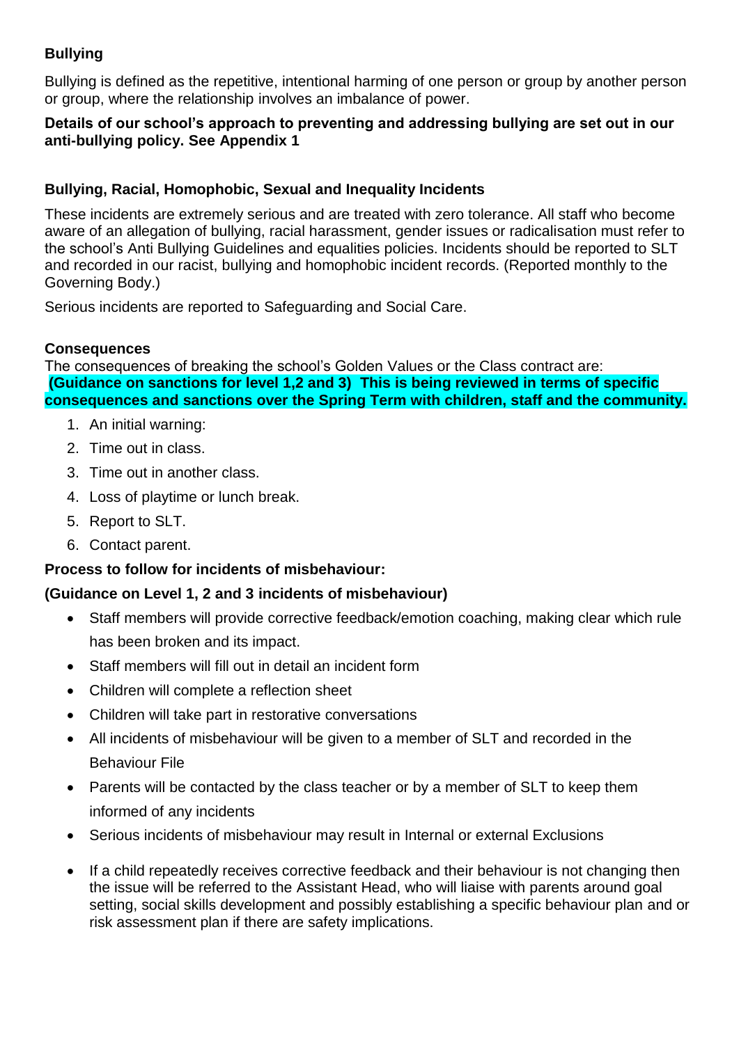**Bullying**

Bullying is defined as the repetitive, intentional harming of one person or group by another person or group, where the relationship involves an imbalance of power.

**Details of our school's approach to preventing and addressing bullying are set out in our anti-bullying policy. See Appendix 1**

**Bullying, Racial, Homophobic, Sexual and Inequality Incidents**

These incidents are extremely serious and are treated with zero tolerance. All staff who become aware of an allegation of bullying, racial harassment, gender issues or radicalisation must refer to the school's Anti Bullying Guidelines and equalities policies. Incidents should be reported to SLT and recorded in our racist, bullying and homophobic incident records. (Reported monthly to the Governing Body.)

Serious incidents are reported to Safeguarding and Social Care.

**Consequences**

The consequences of breaking the school's Golden Values or the Class contract are:

**(Guidance on sanctions for level 1,2 and 3) This is being reviewed in terms of specific consequences and sanctions over the Spring Term with children, staff and the community.**

1. An initial warning:
2. Time out in class.
3. Time out in another class.
4. Loss of playtime or lunch break.
5. Report to SLT.
6. Contact parent.

**Process to follow for incidents of misbehaviour:**

**(Guidance on Level 1, 2 and 3 incidents of misbehaviour)**

- Staff members will provide corrective feedback/emotion coaching, making clear which rule has been broken and its impact.
- Staff members will fill out in detail an incident form
- Children will complete a reflection sheet
- Children will take part in restorative conversations
- All incidents of misbehaviour will be given to a member of SLT and recorded in the Behaviour File
- Parents will be contacted by the class teacher or by a member of SLT to keep them informed of any incidents
- Serious incidents of misbehaviour may result in Internal or external Exclusions
- If a child repeatedly receives corrective feedback and their behaviour is not changing then the issue will be referred to the Assistant Head, who will liaise with parents around goal setting, social skills development and possibly establishing a specific behaviour plan and or risk assessment plan if there are safety implications.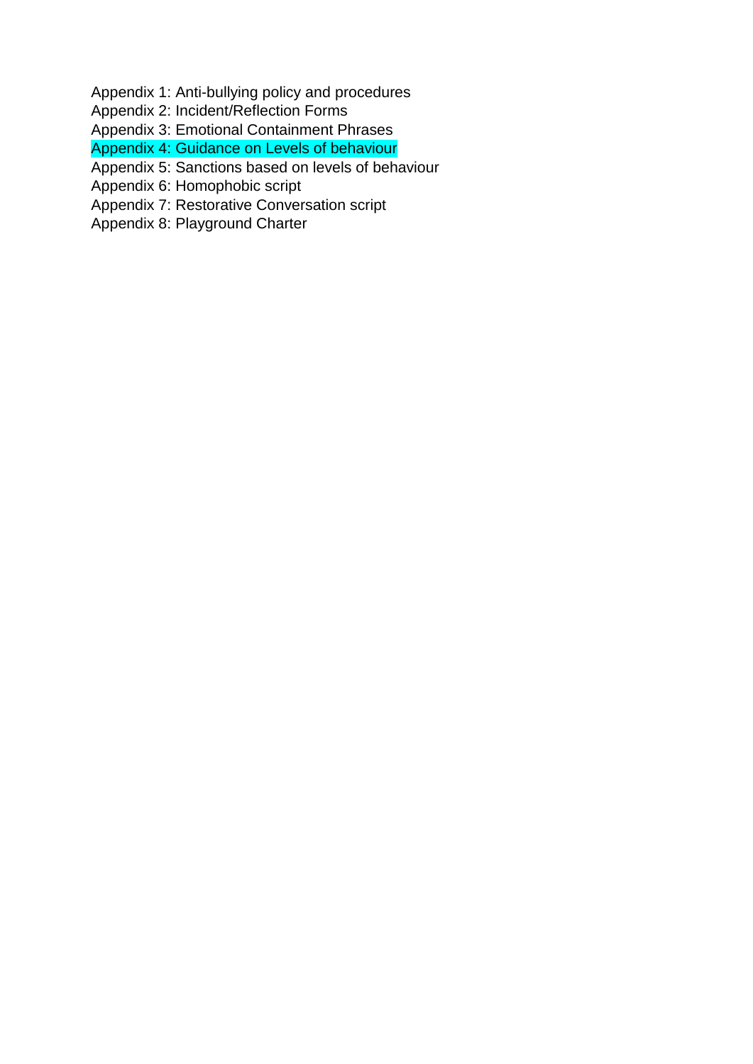Appendix 1: Anti-bullying policy and procedures
Appendix 2: Incident/Reflection Forms
Appendix 3: Emotional Containment Phrases
Appendix 4: Guidance on Levels of behaviour
Appendix 5: Sanctions based on levels of behaviour
Appendix 6: Homophobic script
Appendix 7: Restorative Conversation script
Appendix 8: Playground Charter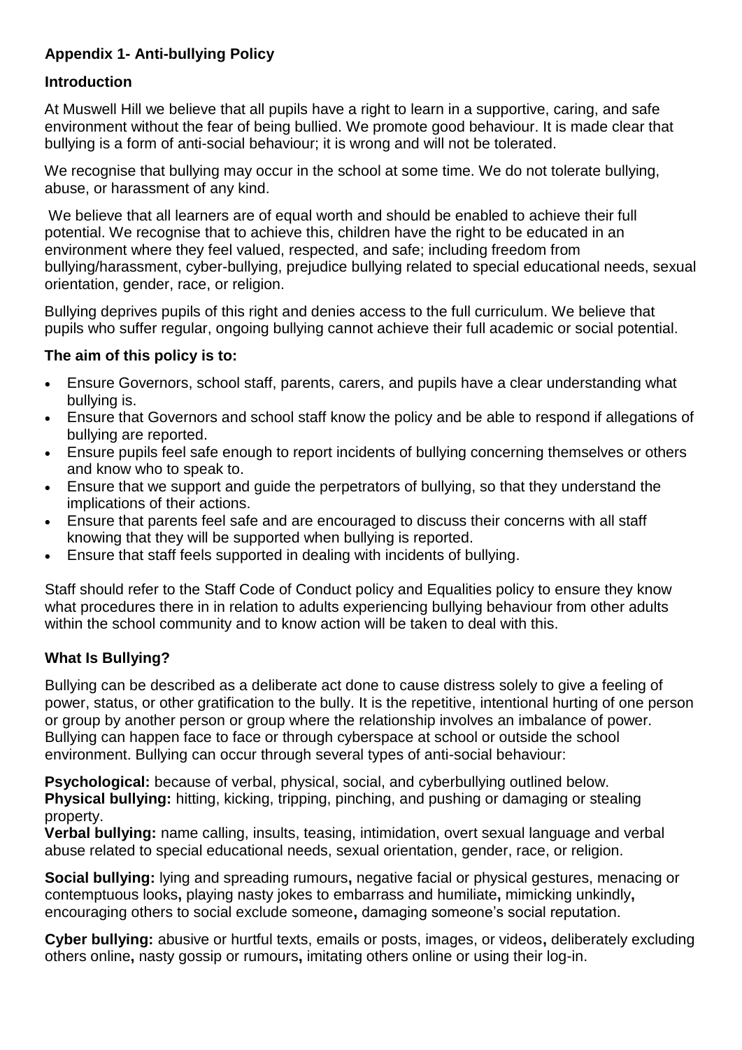## Appendix 1- Anti-bullying Policy

### Introduction

At Muswell Hill we believe that all pupils have a right to learn in a supportive, caring, and safe environment without the fear of being bullied. We promote good behaviour. It is made clear that bullying is a form of anti-social behaviour; it is wrong and will not be tolerated.

We recognise that bullying may occur in the school at some time. We do not tolerate bullying, abuse, or harassment of any kind.

We believe that all learners are of equal worth and should be enabled to achieve their full potential. We recognise that to achieve this, children have the right to be educated in an environment where they feel valued, respected, and safe; including freedom from bullying/harassment, cyber-bullying, prejudice bullying related to special educational needs, sexual orientation, gender, race, or religion.

Bullying deprives pupils of this right and denies access to the full curriculum. We believe that pupils who suffer regular, ongoing bullying cannot achieve their full academic or social potential.

### The aim of this policy is to:

- Ensure Governors, school staff, parents, carers, and pupils have a clear understanding what bullying is.
- Ensure that Governors and school staff know the policy and be able to respond if allegations of bullying are reported.
- Ensure pupils feel safe enough to report incidents of bullying concerning themselves or others and know who to speak to.
- Ensure that we support and guide the perpetrators of bullying, so that they understand the implications of their actions.
- Ensure that parents feel safe and are encouraged to discuss their concerns with all staff knowing that they will be supported when bullying is reported.
- Ensure that staff feels supported in dealing with incidents of bullying.

Staff should refer to the Staff Code of Conduct policy and Equalities policy to ensure they know what procedures there in in relation to adults experiencing bullying behaviour from other adults within the school community and to know action will be taken to deal with this.

### What Is Bullying?

Bullying can be described as a deliberate act done to cause distress solely to give a feeling of power, status, or other gratification to the bully. It is the repetitive, intentional hurting of one person or group by another person or group where the relationship involves an imbalance of power. Bullying can happen face to face or through cyberspace at school or outside the school environment. Bullying can occur through several types of anti-social behaviour:

**Psychological:** because of verbal, physical, social, and cyberbullying outlined below.
**Physical bullying:** hitting, kicking, tripping, pinching, and pushing or damaging or stealing property.
**Verbal bullying:** name calling, insults, teasing, intimidation, overt sexual language and verbal abuse related to special educational needs, sexual orientation, gender, race, or religion.

**Social bullying:** lying and spreading rumours**,** negative facial or physical gestures, menacing or contemptuous looks**,** playing nasty jokes to embarrass and humiliate**,** mimicking unkindly**,** encouraging others to social exclude someone**,** damaging someone's social reputation.

**Cyber bullying:** abusive or hurtful texts, emails or posts, images, or videos**,** deliberately excluding others online**,** nasty gossip or rumours**,** imitating others online or using their log-in.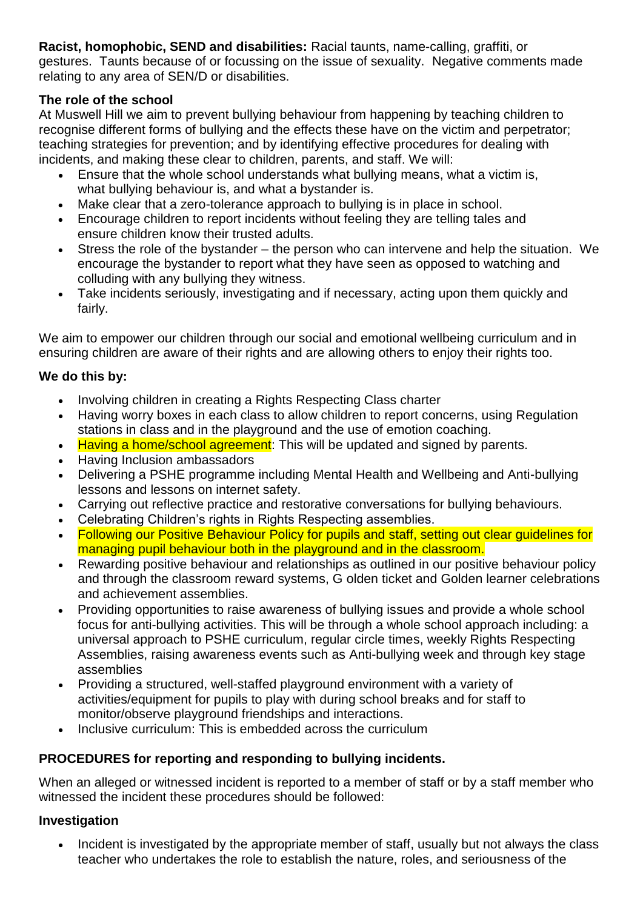**Racist, homophobic, SEND and disabilities:** Racial taunts, name-calling, graffiti, or gestures. Taunts because of or focussing on the issue of sexuality. Negative comments made relating to any area of SEN/D or disabilities.

**The role of the school**

At Muswell Hill we aim to prevent bullying behaviour from happening by teaching children to recognise different forms of bullying and the effects these have on the victim and perpetrator; teaching strategies for prevention; and by identifying effective procedures for dealing with incidents, and making these clear to children, parents, and staff. We will:

- Ensure that the whole school understands what bullying means, what a victim is, what bullying behaviour is, and what a bystander is.
- Make clear that a zero-tolerance approach to bullying is in place in school.
- Encourage children to report incidents without feeling they are telling tales and ensure children know their trusted adults.
- Stress the role of the bystander – the person who can intervene and help the situation. We encourage the bystander to report what they have seen as opposed to watching and colluding with any bullying they witness.
- Take incidents seriously, investigating and if necessary, acting upon them quickly and fairly.

We aim to empower our children through our social and emotional wellbeing curriculum and in ensuring children are aware of their rights and are allowing others to enjoy their rights too.

**We do this by:**

- Involving children in creating a Rights Respecting Class charter
- Having worry boxes in each class to allow children to report concerns, using Regulation stations in class and in the playground and the use of emotion coaching.
- Having a home/school agreement: This will be updated and signed by parents.
- Having Inclusion ambassadors
- Delivering a PSHE programme including Mental Health and Wellbeing and Anti-bullying lessons and lessons on internet safety.
- Carrying out reflective practice and restorative conversations for bullying behaviours.
- Celebrating Children's rights in Rights Respecting assemblies.
- Following our Positive Behaviour Policy for pupils and staff, setting out clear guidelines for managing pupil behaviour both in the playground and in the classroom.
- Rewarding positive behaviour and relationships as outlined in our positive behaviour policy and through the classroom reward systems, G olden ticket and Golden learner celebrations and achievement assemblies.
- Providing opportunities to raise awareness of bullying issues and provide a whole school focus for anti-bullying activities. This will be through a whole school approach including: a universal approach to PSHE curriculum, regular circle times, weekly Rights Respecting Assemblies, raising awareness events such as Anti-bullying week and through key stage assemblies
- Providing a structured, well-staffed playground environment with a variety of activities/equipment for pupils to play with during school breaks and for staff to monitor/observe playground friendships and interactions.
- Inclusive curriculum: This is embedded across the curriculum

**PROCEDURES for reporting and responding to bullying incidents.**

When an alleged or witnessed incident is reported to a member of staff or by a staff member who witnessed the incident these procedures should be followed:

**Investigation**

- Incident is investigated by the appropriate member of staff, usually but not always the class teacher who undertakes the role to establish the nature, roles, and seriousness of the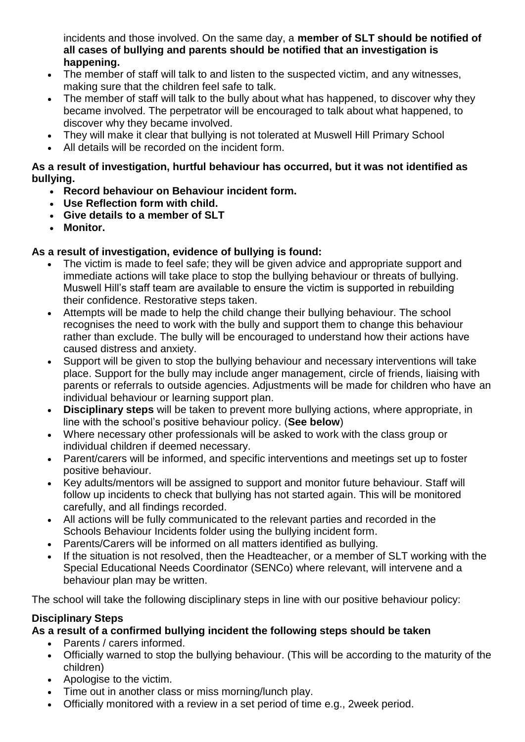incidents and those involved. On the same day, a **member of SLT should be notified of all cases of bullying and parents should be notified that an investigation is happening.**

- The member of staff will talk to and listen to the suspected victim, and any witnesses, making sure that the children feel safe to talk.
- The member of staff will talk to the bully about what has happened, to discover why they became involved. The perpetrator will be encouraged to talk about what happened, to discover why they became involved.
- They will make it clear that bullying is not tolerated at Muswell Hill Primary School
- All details will be recorded on the incident form.

**As a result of investigation, hurtful behaviour has occurred, but it was not identified as bullying.**

- **Record behaviour on Behaviour incident form.**
- **Use Reflection form with child.**
- **Give details to a member of SLT**
- **Monitor.**

**As a result of investigation, evidence of bullying is found:**

- The victim is made to feel safe; they will be given advice and appropriate support and immediate actions will take place to stop the bullying behaviour or threats of bullying. Muswell Hill's staff team are available to ensure the victim is supported in rebuilding their confidence. Restorative steps taken.
- Attempts will be made to help the child change their bullying behaviour. The school recognises the need to work with the bully and support them to change this behaviour rather than exclude. The bully will be encouraged to understand how their actions have caused distress and anxiety.
- Support will be given to stop the bullying behaviour and necessary interventions will take place. Support for the bully may include anger management, circle of friends, liaising with parents or referrals to outside agencies. Adjustments will be made for children who have an individual behaviour or learning support plan.
- **Disciplinary steps** will be taken to prevent more bullying actions, where appropriate, in line with the school's positive behaviour policy. (**See below**)
- Where necessary other professionals will be asked to work with the class group or individual children if deemed necessary.
- Parent/carers will be informed, and specific interventions and meetings set up to foster positive behaviour.
- Key adults/mentors will be assigned to support and monitor future behaviour. Staff will follow up incidents to check that bullying has not started again. This will be monitored carefully, and all findings recorded.
- All actions will be fully communicated to the relevant parties and recorded in the Schools Behaviour Incidents folder using the bullying incident form.
- Parents/Carers will be informed on all matters identified as bullying.
- If the situation is not resolved, then the Headteacher, or a member of SLT working with the Special Educational Needs Coordinator (SENCo) where relevant, will intervene and a behaviour plan may be written.

The school will take the following disciplinary steps in line with our positive behaviour policy:

**Disciplinary Steps**

**As a result of a confirmed bullying incident the following steps should be taken**

- Parents / carers informed.
- Officially warned to stop the bullying behaviour. (This will be according to the maturity of the children)
- Apologise to the victim.
- Time out in another class or miss morning/lunch play.
- Officially monitored with a review in a set period of time e.g., 2week period.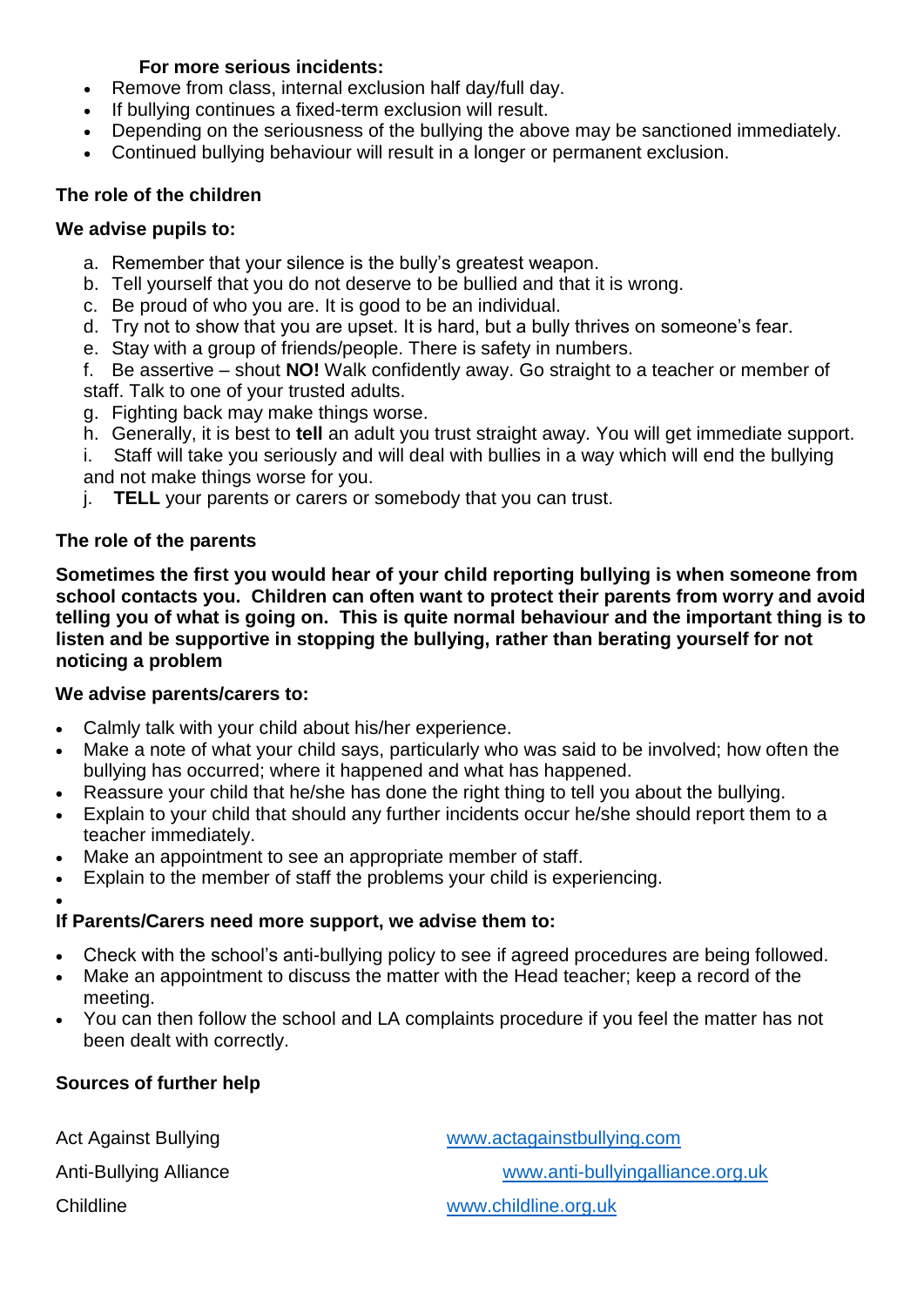**For more serious incidents:**

- Remove from class, internal exclusion half day/full day.
- If bullying continues a fixed-term exclusion will result.
- Depending on the seriousness of the bullying the above may be sanctioned immediately.
- Continued bullying behaviour will result in a longer or permanent exclusion.

**The role of the children**

**We advise pupils to:**

a. Remember that your silence is the bully's greatest weapon.
b. Tell yourself that you do not deserve to be bullied and that it is wrong.
c. Be proud of who you are. It is good to be an individual.
d. Try not to show that you are upset. It is hard, but a bully thrives on someone's fear.
e. Stay with a group of friends/people. There is safety in numbers.
f. Be assertive – shout **NO!** Walk confidently away. Go straight to a teacher or member of staff. Talk to one of your trusted adults.
g. Fighting back may make things worse.
h. Generally, it is best to **tell** an adult you trust straight away. You will get immediate support.
i. Staff will take you seriously and will deal with bullies in a way which will end the bullying and not make things worse for you.
j. **TELL** your parents or carers or somebody that you can trust.

**The role of the parents**

**Sometimes the first you would hear of your child reporting bullying is when someone from school contacts you. Children can often want to protect their parents from worry and avoid telling you of what is going on. This is quite normal behaviour and the important thing is to listen and be supportive in stopping the bullying, rather than berating yourself for not noticing a problem**

**We advise parents/carers to:**

- Calmly talk with your child about his/her experience.
- Make a note of what your child says, particularly who was said to be involved; how often the bullying has occurred; where it happened and what has happened.
- Reassure your child that he/she has done the right thing to tell you about the bullying.
- Explain to your child that should any further incidents occur he/she should report them to a teacher immediately.
- Make an appointment to see an appropriate member of staff.
- Explain to the member of staff the problems your child is experiencing.

**If Parents/Carers need more support, we advise them to:**

- Check with the school's anti-bullying policy to see if agreed procedures are being followed.
- Make an appointment to discuss the matter with the Head teacher; keep a record of the meeting.
- You can then follow the school and LA complaints procedure if you feel the matter has not been dealt with correctly.

**Sources of further help**

Act Against Bullying www.actagainstbullying.com

Anti-Bullying Alliance www.anti-bullyingalliance.org.uk

Childline www.childline.org.uk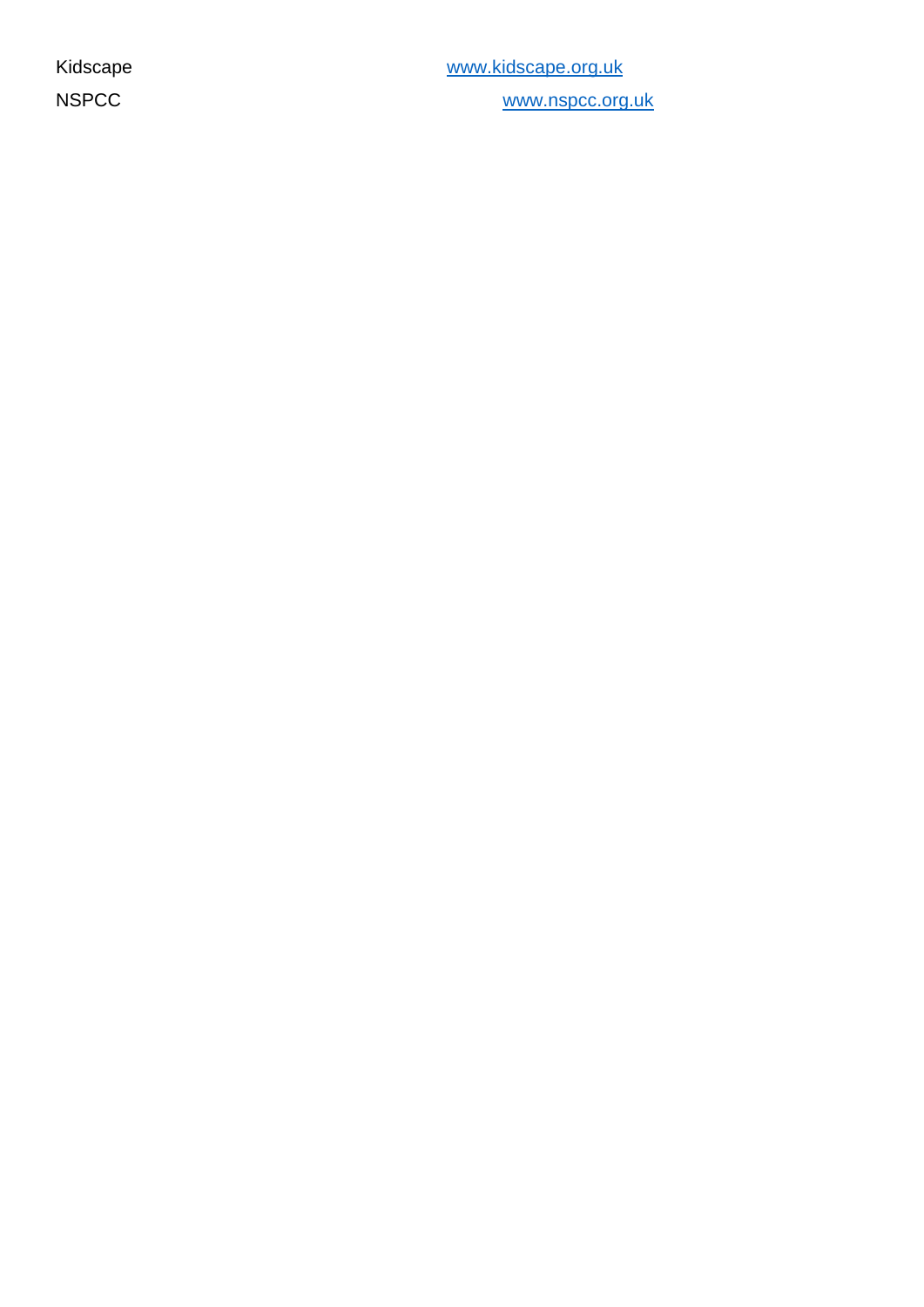Kidscape www.kidscape.org.uk

NSPCC www.nspcc.org.uk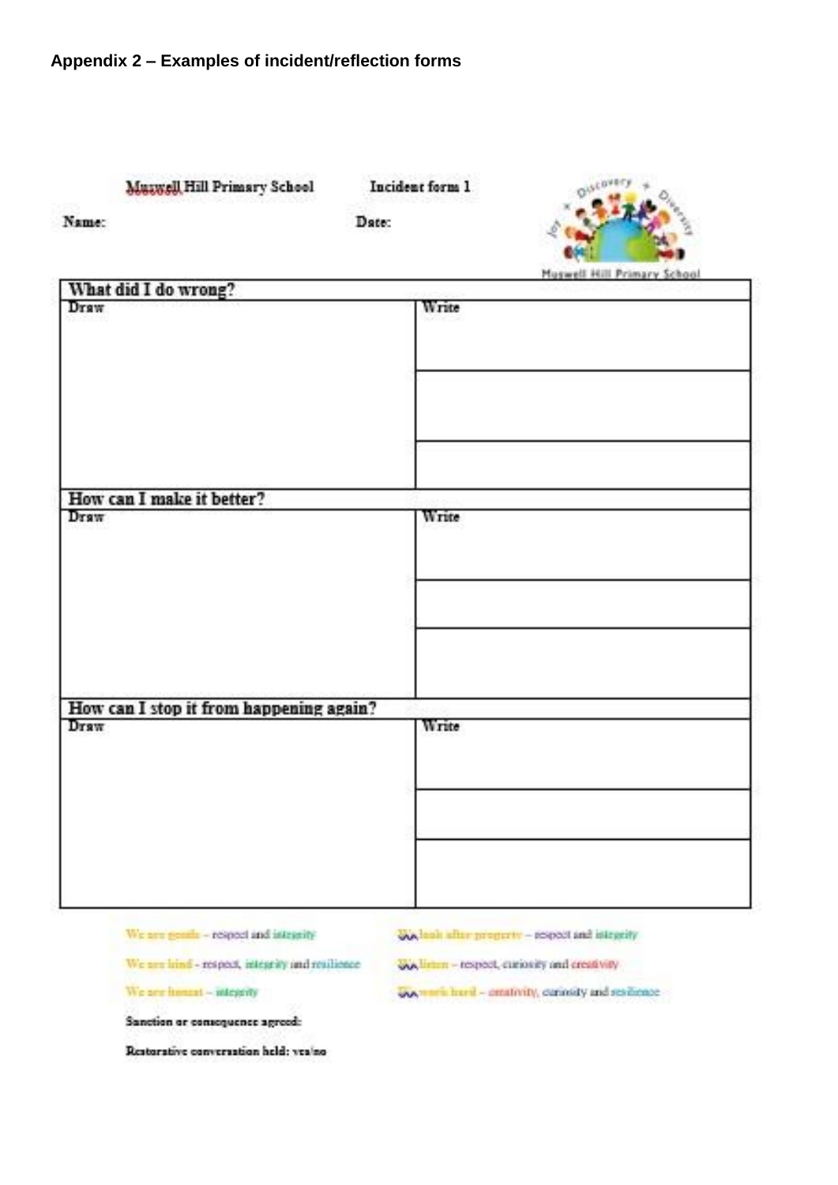## Appendix 2 – Examples of incident/reflection forms

Muswell Hill Primary School    Incident form 1

Name:    Date:

| What did I do wrong? | |
|---|---|
| Draw | Write |
| | |
| | |

| How can I make it better? | |
|---|---|
| Draw | Write |
| | |
| | |

| How can I stop it from happening again? | |
|---|---|
| Draw | Write |
| | |
| | |

We are gentle – respect and integrity

We are kind - respect, integrity and resilience

We are honest – integrity

We look after property – respect and integrity

We listen – respect, curiosity and creativity

We work hard – creativity, curiosity and resilience

**Sanction or consequence agreed:**

**Restorative conversation held: yes/no**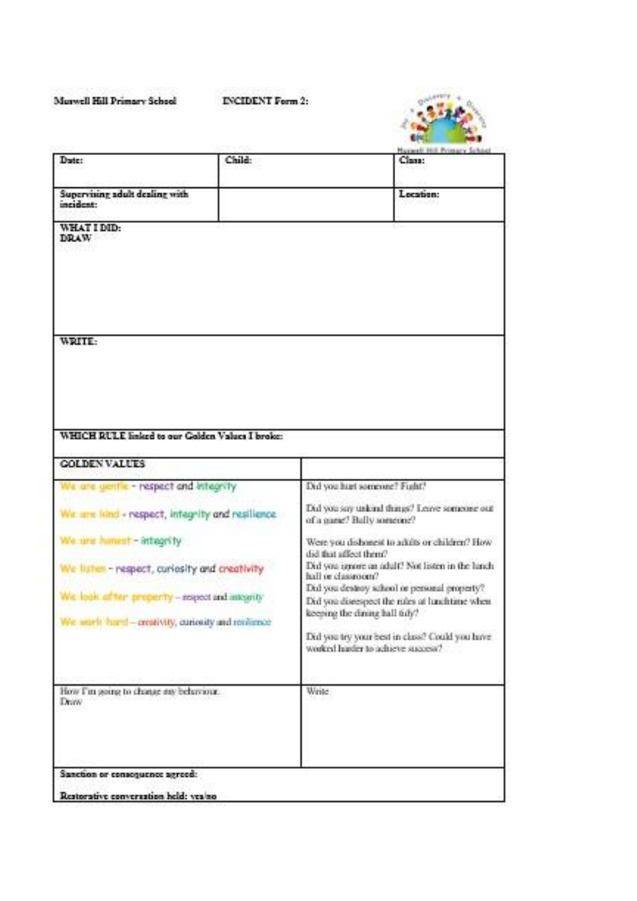**Muswell Hill Primary School** **INCIDENT Form 2:**

| **Date:** | **Child:** | **Class:** |
|---|---|---|
| **Supervising adult dealing with incident:** | | **Location:** |

**WHAT I DID:**
**DRAW**

**WRITE:**

**WHICH RULE linked to our Golden Values I broke:**

| **GOLDEN VALUES** | |
|---|---|
| We are gentle - respect and integrity<br><br>We are kind - respect, integrity and resilience<br><br>We are honest - integrity<br><br>We listen - respect, curiosity and creativity<br><br>We look after property – respect and integrity<br><br>We work hard – creativity, curiosity and resilience | Did you hurt someone? Fight?<br><br>Did you say unkind things? Leave someone out of a game? Bully someone?<br><br>Were you dishonest to adults or children? How did that affect them?<br>Did you ignore an adult? Not listen in the lunch hall or classroom?<br>Did you destroy school or personal property?<br>Did you disrespect the rules at lunchtime when keeping the dining hall tidy?<br><br>Did you try your best in class? Could you have worked harder to achieve success? |
| How I'm going to change my behaviour.<br>Draw | Write |

**Sanction or consequence agreed:**

**Restorative conversation held: yes/no**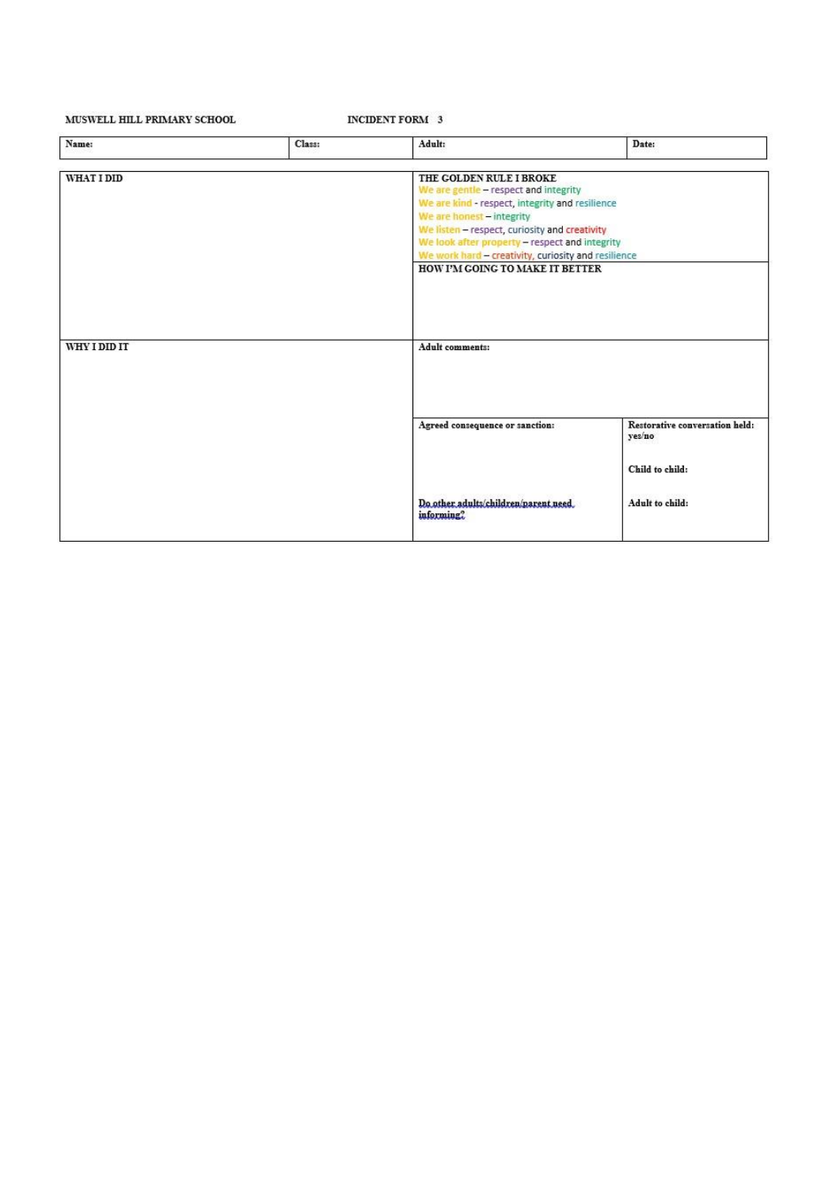MUSWELL HILL PRIMARY SCHOOL INCIDENT FORM 3

| Name: | Class: | Adult: | Date: |
|---|---|---|---|

| | | |
|---|---|---|
| **WHAT I DID** | **THE GOLDEN RULE I BROKE**<br>We are gentle – respect and integrity<br>We are kind - respect, integrity and resilience<br>We are honest – integrity<br>We listen – respect, curiosity and creativity<br>We look after property – respect and integrity<br>We work hard – creativity, curiosity and resilience | |
| | **HOW I'M GOING TO MAKE IT BETTER** | |
| **WHY I DID IT** | **Adult comments:** | |
| | **Agreed consequence or sanction:**<br><br>**Do other adults/children/parent need informing?** | **Restorative conversation held:** yes/no<br><br>**Child to child:**<br><br>**Adult to child:** |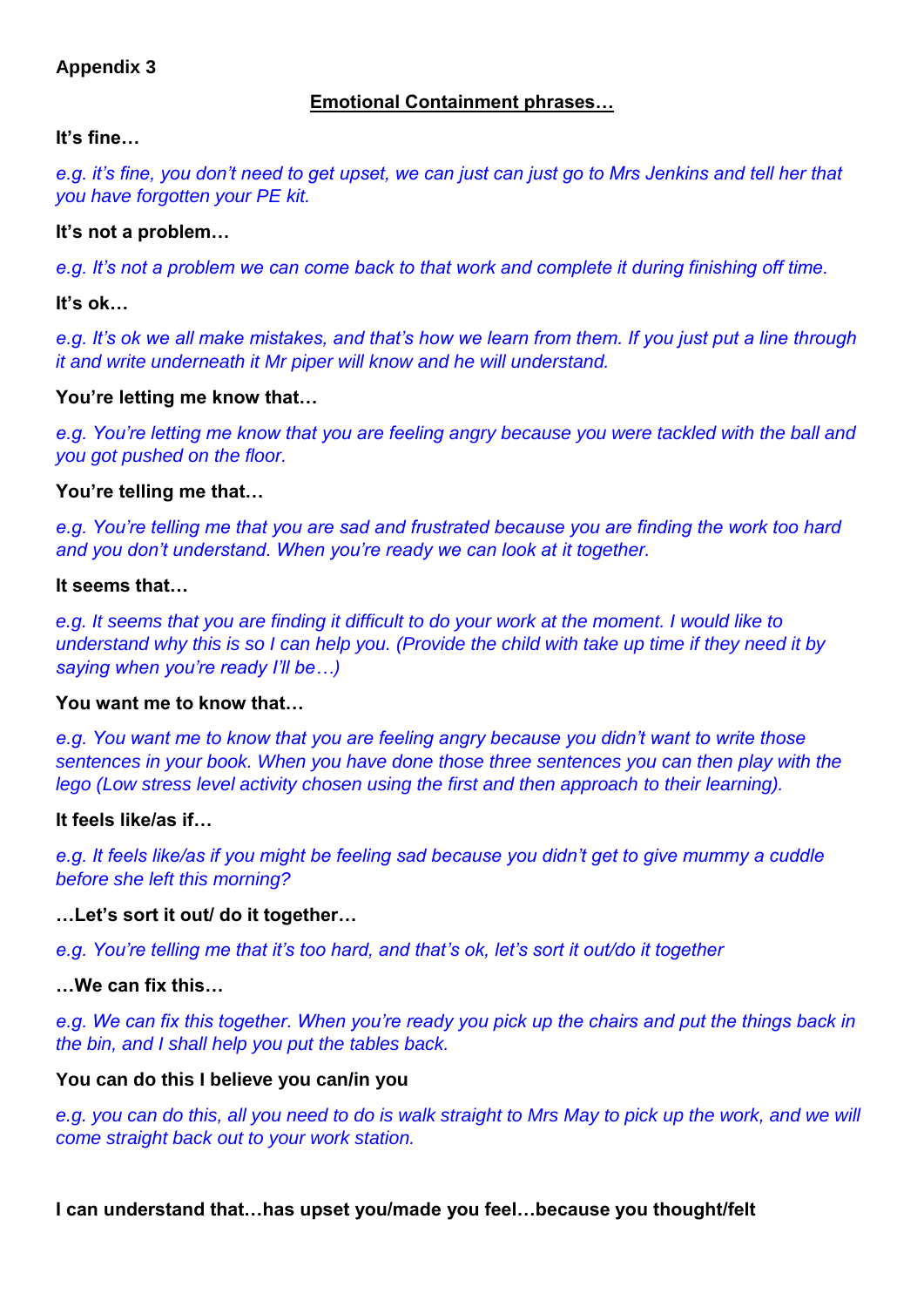**Appendix 3**

## Emotional Containment phrases…

**It's fine…**

*e.g. it's fine, you don't need to get upset, we can just can just go to Mrs Jenkins and tell her that you have forgotten your PE kit.*

**It's not a problem…**

*e.g. It's not a problem we can come back to that work and complete it during finishing off time.*

**It's ok…**

*e.g. It's ok we all make mistakes, and that's how we learn from them. If you just put a line through it and write underneath it Mr piper will know and he will understand.*

**You're letting me know that…**

*e.g. You're letting me know that you are feeling angry because you were tackled with the ball and you got pushed on the floor.*

**You're telling me that…**

*e.g. You're telling me that you are sad and frustrated because you are finding the work too hard and you don't understand. When you're ready we can look at it together.*

**It seems that…**

*e.g. It seems that you are finding it difficult to do your work at the moment. I would like to understand why this is so I can help you. (Provide the child with take up time if they need it by saying when you're ready I'll be…)*

**You want me to know that…**

*e.g. You want me to know that you are feeling angry because you didn't want to write those sentences in your book. When you have done those three sentences you can then play with the lego (Low stress level activity chosen using the first and then approach to their learning).*

**It feels like/as if…**

*e.g. It feels like/as if you might be feeling sad because you didn't get to give mummy a cuddle before she left this morning?*

**…Let's sort it out/ do it together…**

*e.g. You're telling me that it's too hard, and that's ok, let's sort it out/do it together*

**…We can fix this…**

*e.g. We can fix this together. When you're ready you pick up the chairs and put the things back in the bin, and I shall help you put the tables back.*

**You can do this I believe you can/in you**

*e.g. you can do this, all you need to do is walk straight to Mrs May to pick up the work, and we will come straight back out to your work station.*

**I can understand that…has upset you/made you feel…because you thought/felt**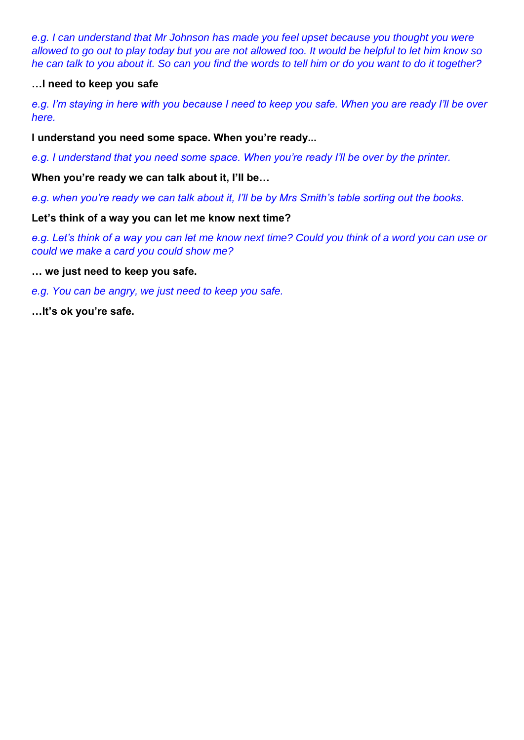*e.g. I can understand that Mr Johnson has made you feel upset because you thought you were allowed to go out to play today but you are not allowed too. It would be helpful to let him know so he can talk to you about it. So can you find the words to tell him or do you want to do it together?*

**…I need to keep you safe**

*e.g. I'm staying in here with you because I need to keep you safe. When you are ready I'll be over here.*

**I understand you need some space. When you're ready...**

*e.g. I understand that you need some space. When you're ready I'll be over by the printer.*

**When you're ready we can talk about it, I'll be…**

*e.g. when you're ready we can talk about it, I'll be by Mrs Smith's table sorting out the books.*

**Let's think of a way you can let me know next time?**

*e.g. Let's think of a way you can let me know next time? Could you think of a word you can use or could we make a card you could show me?*

**… we just need to keep you safe.**

*e.g. You can be angry, we just need to keep you safe.*

**…It's ok you're safe.**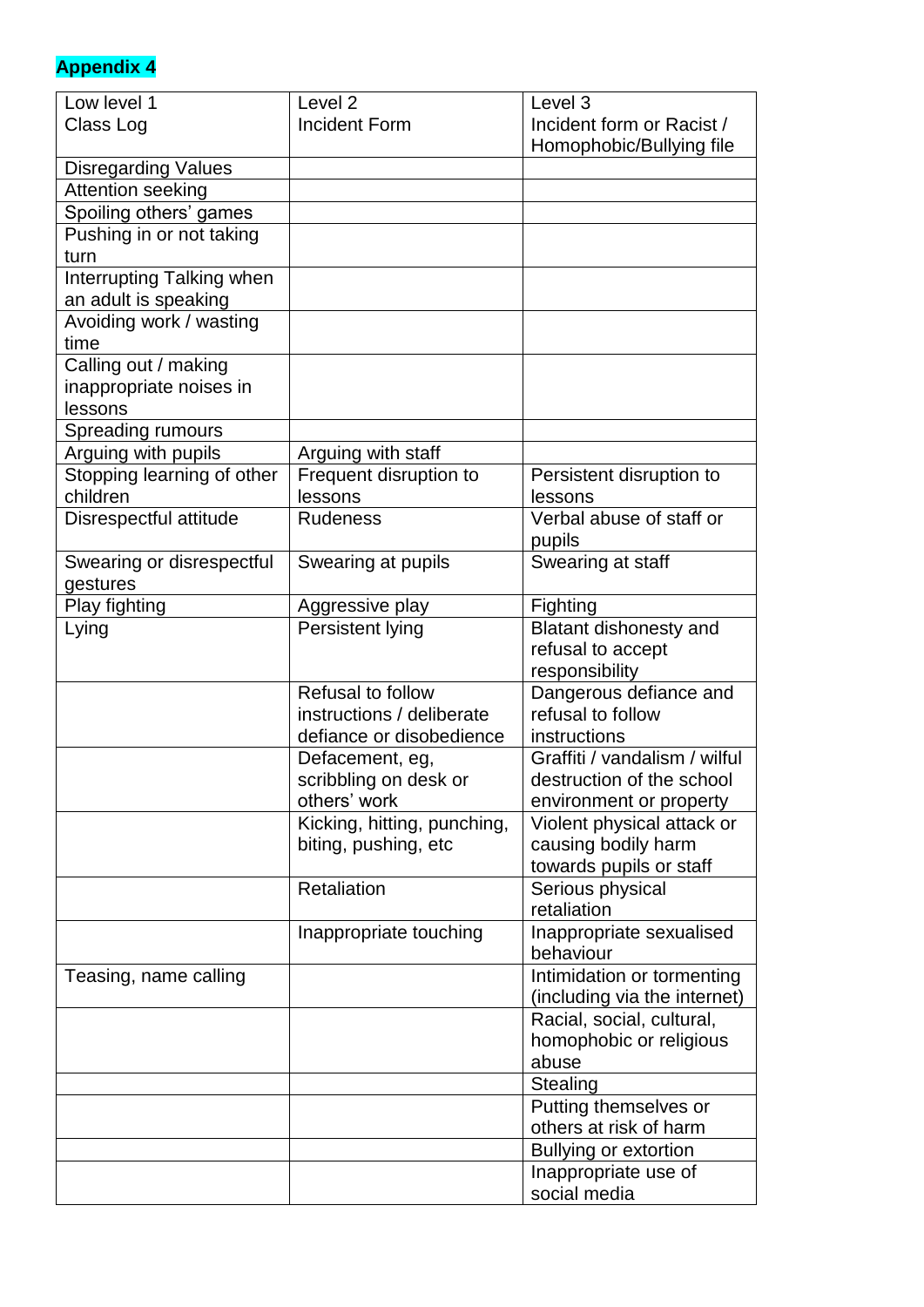**Appendix 4**

| Low level 1<br>Class Log | Level 2<br>Incident Form | Level 3<br>Incident form or Racist / Homophobic/Bullying file |
|---|---|---|
| Disregarding Values | | |
| Attention seeking | | |
| Spoiling others' games | | |
| Pushing in or not taking turn | | |
| Interrupting Talking when an adult is speaking | | |
| Avoiding work / wasting time | | |
| Calling out / making inappropriate noises in lessons | | |
| Spreading rumours | | |
| Arguing with pupils | Arguing with staff | |
| Stopping learning of other children | Frequent disruption to lessons | Persistent disruption to lessons |
| Disrespectful attitude | Rudeness | Verbal abuse of staff or pupils |
| Swearing or disrespectful gestures | Swearing at pupils | Swearing at staff |
| Play fighting | Aggressive play | Fighting |
| Lying | Persistent lying | Blatant dishonesty and refusal to accept responsibility |
| | Refusal to follow instructions / deliberate defiance or disobedience | Dangerous defiance and refusal to follow instructions |
| | Defacement, eg, scribbling on desk or others' work | Graffiti / vandalism / wilful destruction of the school environment or property |
| | Kicking, hitting, punching, biting, pushing, etc | Violent physical attack or causing bodily harm towards pupils or staff |
| | Retaliation | Serious physical retaliation |
| | Inappropriate touching | Inappropriate sexualised behaviour |
| Teasing, name calling | | Intimidation or tormenting (including via the internet) |
| | | Racial, social, cultural, homophobic or religious abuse |
| | | Stealing |
| | | Putting themselves or others at risk of harm |
| | | Bullying or extortion |
| | | Inappropriate use of social media |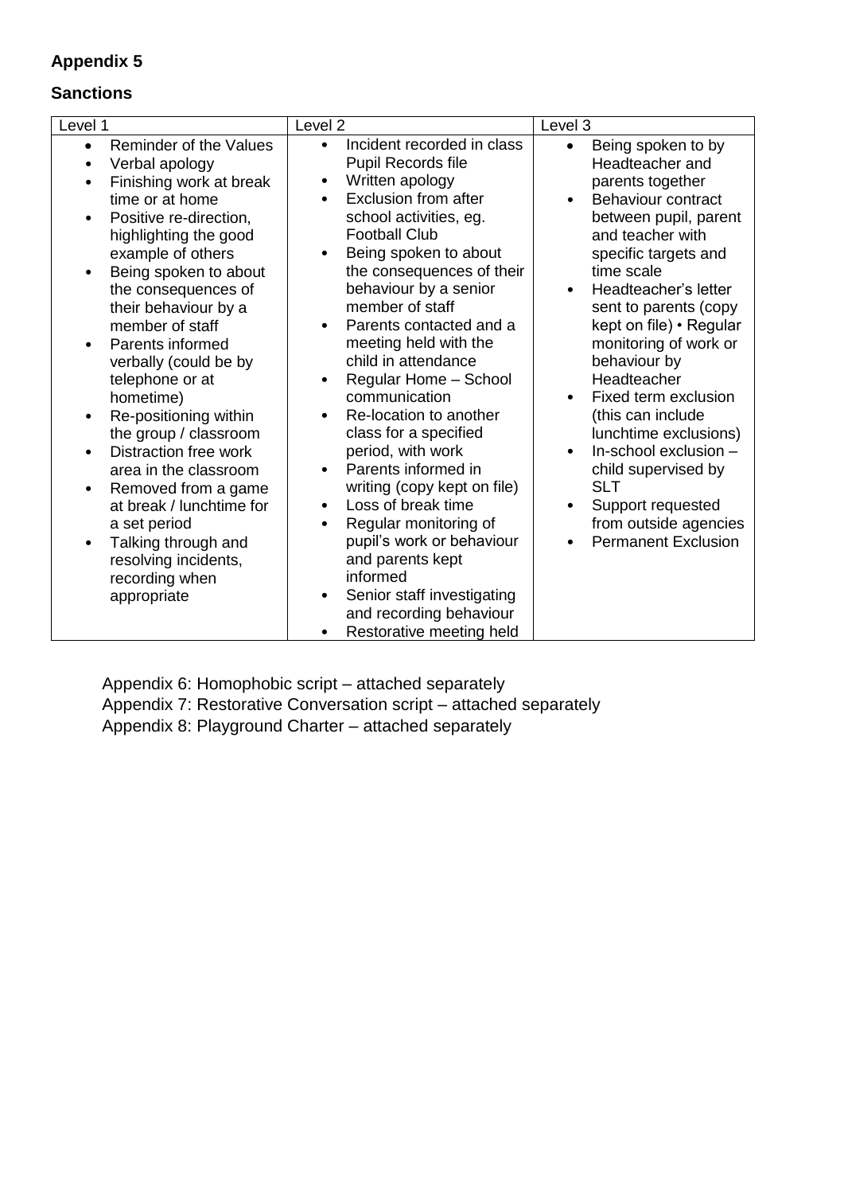**Appendix 5**

**Sanctions**

| Level 1 | Level 2 | Level 3 |
|---|---|---|
| • Reminder of the Values<br>• Verbal apology<br>• Finishing work at break time or at home<br>• Positive re-direction, highlighting the good example of others<br>• Being spoken to about the consequences of their behaviour by a member of staff<br>• Parents informed verbally (could be by telephone or at hometime)<br>• Re-positioning within the group / classroom<br>• Distraction free work area in the classroom<br>• Removed from a game at break / lunchtime for a set period<br>• Talking through and resolving incidents, recording when appropriate | • Incident recorded in class Pupil Records file<br>• Written apology<br>• Exclusion from after school activities, eg. Football Club<br>• Being spoken to about the consequences of their behaviour by a senior member of staff<br>• Parents contacted and a meeting held with the child in attendance<br>• Regular Home – School communication<br>• Re-location to another class for a specified period, with work<br>• Parents informed in writing (copy kept on file)<br>• Loss of break time<br>• Regular monitoring of pupil's work or behaviour and parents kept informed<br>• Senior staff investigating and recording behaviour<br>• Restorative meeting held | • Being spoken to by Headteacher and parents together<br>• Behaviour contract between pupil, parent and teacher with specific targets and time scale<br>• Headteacher's letter sent to parents (copy kept on file) • Regular monitoring of work or behaviour by Headteacher<br>• Fixed term exclusion (this can include lunchtime exclusions)<br>• In-school exclusion – child supervised by SLT<br>• Support requested from outside agencies<br>• Permanent Exclusion |

Appendix 6: Homophobic script – attached separately
Appendix 7: Restorative Conversation script – attached separately
Appendix 8: Playground Charter – attached separately